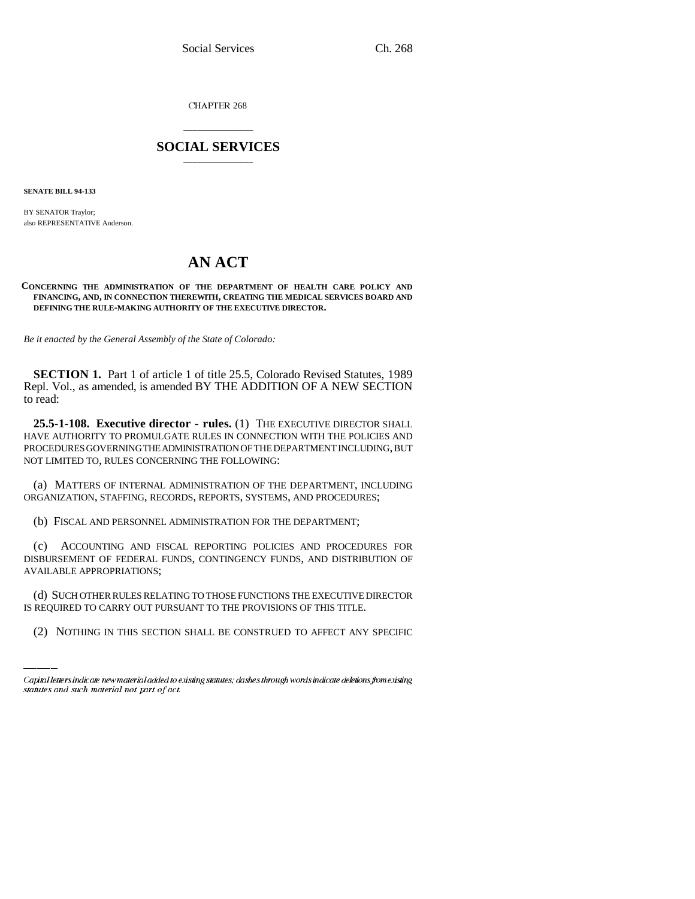CHAPTER 268

# SOCIAL SERVICES

**SENATE BILL 94-133**

BY SENATOR Traylor;
also REPRESENTATIVE Anderson.

# AN ACT

**CONCERNING THE ADMINISTRATION OF THE DEPARTMENT OF HEALTH CARE POLICY AND FINANCING, AND, IN CONNECTION THEREWITH, CREATING THE MEDICAL SERVICES BOARD AND DEFINING THE RULE-MAKING AUTHORITY OF THE EXECUTIVE DIRECTOR.**

*Be it enacted by the General Assembly of the State of Colorado:*

**SECTION 1.** Part 1 of article 1 of title 25.5, Colorado Revised Statutes, 1989 Repl. Vol., as amended, is amended BY THE ADDITION OF A NEW SECTION to read:

**25.5-1-108. Executive director - rules.** (1) THE EXECUTIVE DIRECTOR SHALL HAVE AUTHORITY TO PROMULGATE RULES IN CONNECTION WITH THE POLICIES AND PROCEDURES GOVERNING THE ADMINISTRATION OF THE DEPARTMENT INCLUDING, BUT NOT LIMITED TO, RULES CONCERNING THE FOLLOWING:

(a) MATTERS OF INTERNAL ADMINISTRATION OF THE DEPARTMENT, INCLUDING ORGANIZATION, STAFFING, RECORDS, REPORTS, SYSTEMS, AND PROCEDURES;

(b) FISCAL AND PERSONNEL ADMINISTRATION FOR THE DEPARTMENT;

(c) ACCOUNTING AND FISCAL REPORTING POLICIES AND PROCEDURES FOR DISBURSEMENT OF FEDERAL FUNDS, CONTINGENCY FUNDS, AND DISTRIBUTION OF AVAILABLE APPROPRIATIONS;

(d) SUCH OTHER RULES RELATING TO THOSE FUNCTIONS THE EXECUTIVE DIRECTOR IS REQUIRED TO CARRY OUT PURSUANT TO THE PROVISIONS OF THIS TITLE.

(2) NOTHING IN THIS SECTION SHALL BE CONSTRUED TO AFFECT ANY SPECIFIC

Capital letters indicate new material added to existing statutes; dashes through words indicate deletions from existing statutes and such material not part of act.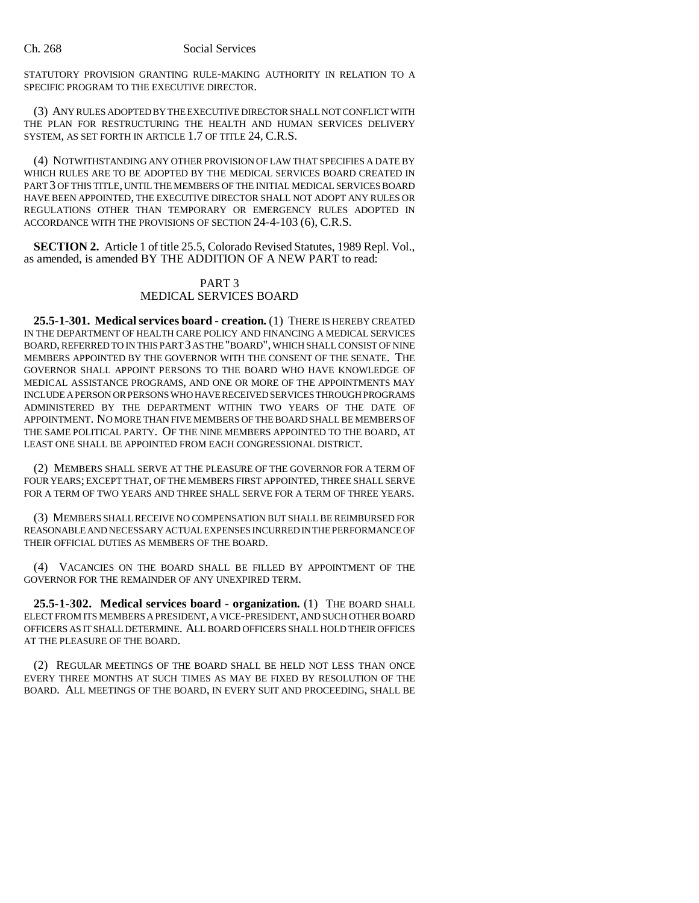STATUTORY PROVISION GRANTING RULE-MAKING AUTHORITY IN RELATION TO A SPECIFIC PROGRAM TO THE EXECUTIVE DIRECTOR.

(3) ANY RULES ADOPTED BY THE EXECUTIVE DIRECTOR SHALL NOT CONFLICT WITH THE PLAN FOR RESTRUCTURING THE HEALTH AND HUMAN SERVICES DELIVERY SYSTEM, AS SET FORTH IN ARTICLE 1.7 OF TITLE 24, C.R.S.

(4) NOTWITHSTANDING ANY OTHER PROVISION OF LAW THAT SPECIFIES A DATE BY WHICH RULES ARE TO BE ADOPTED BY THE MEDICAL SERVICES BOARD CREATED IN PART 3 OF THIS TITLE, UNTIL THE MEMBERS OF THE INITIAL MEDICAL SERVICES BOARD HAVE BEEN APPOINTED, THE EXECUTIVE DIRECTOR SHALL NOT ADOPT ANY RULES OR REGULATIONS OTHER THAN TEMPORARY OR EMERGENCY RULES ADOPTED IN ACCORDANCE WITH THE PROVISIONS OF SECTION 24-4-103 (6), C.R.S.

**SECTION 2.** Article 1 of title 25.5, Colorado Revised Statutes, 1989 Repl. Vol., as amended, is amended BY THE ADDITION OF A NEW PART to read:

PART 3
MEDICAL SERVICES BOARD

**25.5-1-301. Medical services board - creation.** (1) THERE IS HEREBY CREATED IN THE DEPARTMENT OF HEALTH CARE POLICY AND FINANCING A MEDICAL SERVICES BOARD, REFERRED TO IN THIS PART 3 AS THE "BOARD", WHICH SHALL CONSIST OF NINE MEMBERS APPOINTED BY THE GOVERNOR WITH THE CONSENT OF THE SENATE. THE GOVERNOR SHALL APPOINT PERSONS TO THE BOARD WHO HAVE KNOWLEDGE OF MEDICAL ASSISTANCE PROGRAMS, AND ONE OR MORE OF THE APPOINTMENTS MAY INCLUDE A PERSON OR PERSONS WHO HAVE RECEIVED SERVICES THROUGH PROGRAMS ADMINISTERED BY THE DEPARTMENT WITHIN TWO YEARS OF THE DATE OF APPOINTMENT. NO MORE THAN FIVE MEMBERS OF THE BOARD SHALL BE MEMBERS OF THE SAME POLITICAL PARTY. OF THE NINE MEMBERS APPOINTED TO THE BOARD, AT LEAST ONE SHALL BE APPOINTED FROM EACH CONGRESSIONAL DISTRICT.

(2) MEMBERS SHALL SERVE AT THE PLEASURE OF THE GOVERNOR FOR A TERM OF FOUR YEARS; EXCEPT THAT, OF THE MEMBERS FIRST APPOINTED, THREE SHALL SERVE FOR A TERM OF TWO YEARS AND THREE SHALL SERVE FOR A TERM OF THREE YEARS.

(3) MEMBERS SHALL RECEIVE NO COMPENSATION BUT SHALL BE REIMBURSED FOR REASONABLE AND NECESSARY ACTUAL EXPENSES INCURRED IN THE PERFORMANCE OF THEIR OFFICIAL DUTIES AS MEMBERS OF THE BOARD.

(4) VACANCIES ON THE BOARD SHALL BE FILLED BY APPOINTMENT OF THE GOVERNOR FOR THE REMAINDER OF ANY UNEXPIRED TERM.

**25.5-1-302. Medical services board - organization.** (1) THE BOARD SHALL ELECT FROM ITS MEMBERS A PRESIDENT, A VICE-PRESIDENT, AND SUCH OTHER BOARD OFFICERS AS IT SHALL DETERMINE. ALL BOARD OFFICERS SHALL HOLD THEIR OFFICES AT THE PLEASURE OF THE BOARD.

(2) REGULAR MEETINGS OF THE BOARD SHALL BE HELD NOT LESS THAN ONCE EVERY THREE MONTHS AT SUCH TIMES AS MAY BE FIXED BY RESOLUTION OF THE BOARD. ALL MEETINGS OF THE BOARD, IN EVERY SUIT AND PROCEEDING, SHALL BE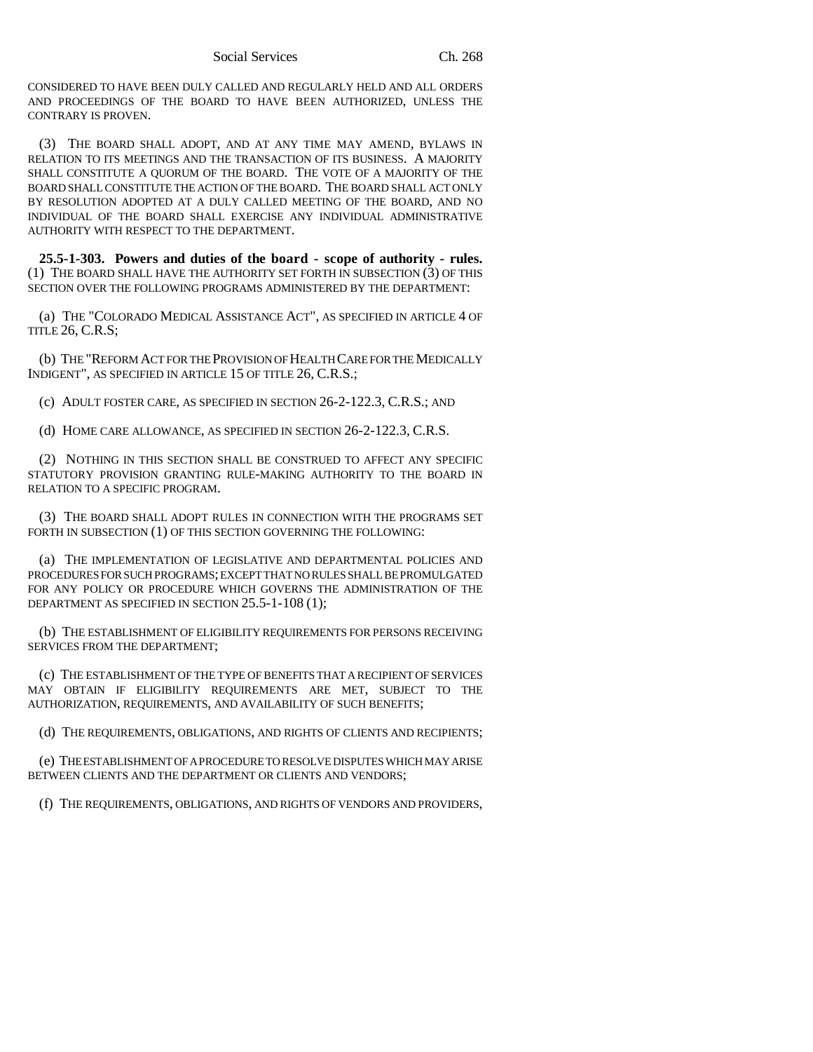CONSIDERED TO HAVE BEEN DULY CALLED AND REGULARLY HELD AND ALL ORDERS AND PROCEEDINGS OF THE BOARD TO HAVE BEEN AUTHORIZED, UNLESS THE CONTRARY IS PROVEN.

(3) THE BOARD SHALL ADOPT, AND AT ANY TIME MAY AMEND, BYLAWS IN RELATION TO ITS MEETINGS AND THE TRANSACTION OF ITS BUSINESS. A MAJORITY SHALL CONSTITUTE A QUORUM OF THE BOARD. THE VOTE OF A MAJORITY OF THE BOARD SHALL CONSTITUTE THE ACTION OF THE BOARD. THE BOARD SHALL ACT ONLY BY RESOLUTION ADOPTED AT A DULY CALLED MEETING OF THE BOARD, AND NO INDIVIDUAL OF THE BOARD SHALL EXERCISE ANY INDIVIDUAL ADMINISTRATIVE AUTHORITY WITH RESPECT TO THE DEPARTMENT.

**25.5-1-303. Powers and duties of the board - scope of authority - rules.** (1) THE BOARD SHALL HAVE THE AUTHORITY SET FORTH IN SUBSECTION (3) OF THIS SECTION OVER THE FOLLOWING PROGRAMS ADMINISTERED BY THE DEPARTMENT:

(a) THE "COLORADO MEDICAL ASSISTANCE ACT", AS SPECIFIED IN ARTICLE 4 OF TITLE 26, C.R.S;

(b) THE "REFORM ACT FOR THE PROVISION OF HEALTH CARE FOR THE MEDICALLY INDIGENT", AS SPECIFIED IN ARTICLE 15 OF TITLE 26, C.R.S.;

(c) ADULT FOSTER CARE, AS SPECIFIED IN SECTION 26-2-122.3, C.R.S.; AND

(d) HOME CARE ALLOWANCE, AS SPECIFIED IN SECTION 26-2-122.3, C.R.S.

(2) NOTHING IN THIS SECTION SHALL BE CONSTRUED TO AFFECT ANY SPECIFIC STATUTORY PROVISION GRANTING RULE-MAKING AUTHORITY TO THE BOARD IN RELATION TO A SPECIFIC PROGRAM.

(3) THE BOARD SHALL ADOPT RULES IN CONNECTION WITH THE PROGRAMS SET FORTH IN SUBSECTION (1) OF THIS SECTION GOVERNING THE FOLLOWING:

(a) THE IMPLEMENTATION OF LEGISLATIVE AND DEPARTMENTAL POLICIES AND PROCEDURES FOR SUCH PROGRAMS; EXCEPT THAT NO RULES SHALL BE PROMULGATED FOR ANY POLICY OR PROCEDURE WHICH GOVERNS THE ADMINISTRATION OF THE DEPARTMENT AS SPECIFIED IN SECTION 25.5-1-108 (1);

(b) THE ESTABLISHMENT OF ELIGIBILITY REQUIREMENTS FOR PERSONS RECEIVING SERVICES FROM THE DEPARTMENT;

(c) THE ESTABLISHMENT OF THE TYPE OF BENEFITS THAT A RECIPIENT OF SERVICES MAY OBTAIN IF ELIGIBILITY REQUIREMENTS ARE MET, SUBJECT TO THE AUTHORIZATION, REQUIREMENTS, AND AVAILABILITY OF SUCH BENEFITS;

(d) THE REQUIREMENTS, OBLIGATIONS, AND RIGHTS OF CLIENTS AND RECIPIENTS;

(e) THE ESTABLISHMENT OF A PROCEDURE TO RESOLVE DISPUTES WHICH MAY ARISE BETWEEN CLIENTS AND THE DEPARTMENT OR CLIENTS AND VENDORS;

(f) THE REQUIREMENTS, OBLIGATIONS, AND RIGHTS OF VENDORS AND PROVIDERS,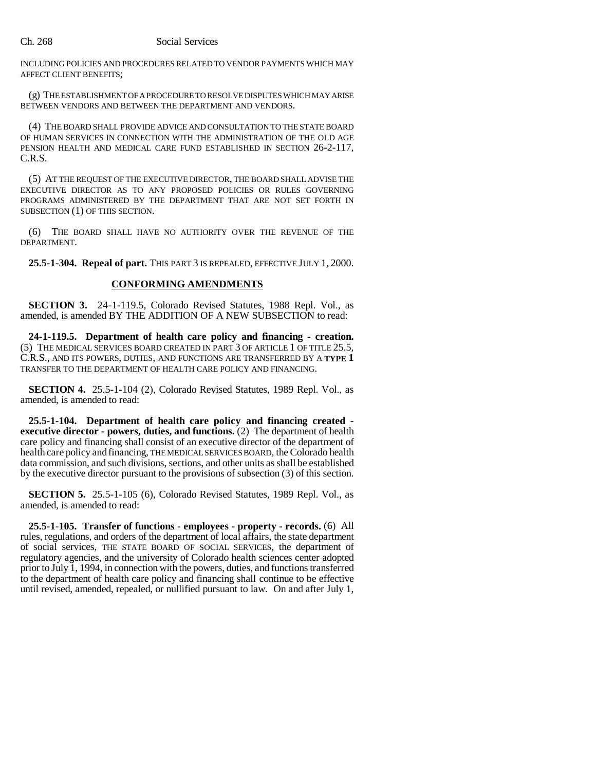INCLUDING POLICIES AND PROCEDURES RELATED TO VENDOR PAYMENTS WHICH MAY AFFECT CLIENT BENEFITS;

(g) THE ESTABLISHMENT OF A PROCEDURE TO RESOLVE DISPUTES WHICH MAY ARISE BETWEEN VENDORS AND BETWEEN THE DEPARTMENT AND VENDORS.

(4) THE BOARD SHALL PROVIDE ADVICE AND CONSULTATION TO THE STATE BOARD OF HUMAN SERVICES IN CONNECTION WITH THE ADMINISTRATION OF THE OLD AGE PENSION HEALTH AND MEDICAL CARE FUND ESTABLISHED IN SECTION 26-2-117, C.R.S.

(5) AT THE REQUEST OF THE EXECUTIVE DIRECTOR, THE BOARD SHALL ADVISE THE EXECUTIVE DIRECTOR AS TO ANY PROPOSED POLICIES OR RULES GOVERNING PROGRAMS ADMINISTERED BY THE DEPARTMENT THAT ARE NOT SET FORTH IN SUBSECTION (1) OF THIS SECTION.

(6) THE BOARD SHALL HAVE NO AUTHORITY OVER THE REVENUE OF THE DEPARTMENT.

**25.5-1-304. Repeal of part.** THIS PART 3 IS REPEALED, EFFECTIVE JULY 1, 2000.

**CONFORMING AMENDMENTS**

**SECTION 3.** 24-1-119.5, Colorado Revised Statutes, 1988 Repl. Vol., as amended, is amended BY THE ADDITION OF A NEW SUBSECTION to read:

**24-1-119.5. Department of health care policy and financing - creation.** (5) THE MEDICAL SERVICES BOARD CREATED IN PART 3 OF ARTICLE 1 OF TITLE 25.5, C.R.S., AND ITS POWERS, DUTIES, AND FUNCTIONS ARE TRANSFERRED BY A **TYPE 1** TRANSFER TO THE DEPARTMENT OF HEALTH CARE POLICY AND FINANCING.

**SECTION 4.** 25.5-1-104 (2), Colorado Revised Statutes, 1989 Repl. Vol., as amended, is amended to read:

**25.5-1-104. Department of health care policy and financing created - executive director - powers, duties, and functions.** (2) The department of health care policy and financing shall consist of an executive director of the department of health care policy and financing, THE MEDICAL SERVICES BOARD, the Colorado health data commission, and such divisions, sections, and other units as shall be established by the executive director pursuant to the provisions of subsection (3) of this section.

**SECTION 5.** 25.5-1-105 (6), Colorado Revised Statutes, 1989 Repl. Vol., as amended, is amended to read:

**25.5-1-105. Transfer of functions - employees - property - records.** (6) All rules, regulations, and orders of the department of local affairs, the state department of social services, THE STATE BOARD OF SOCIAL SERVICES, the department of regulatory agencies, and the university of Colorado health sciences center adopted prior to July 1, 1994, in connection with the powers, duties, and functions transferred to the department of health care policy and financing shall continue to be effective until revised, amended, repealed, or nullified pursuant to law. On and after July 1,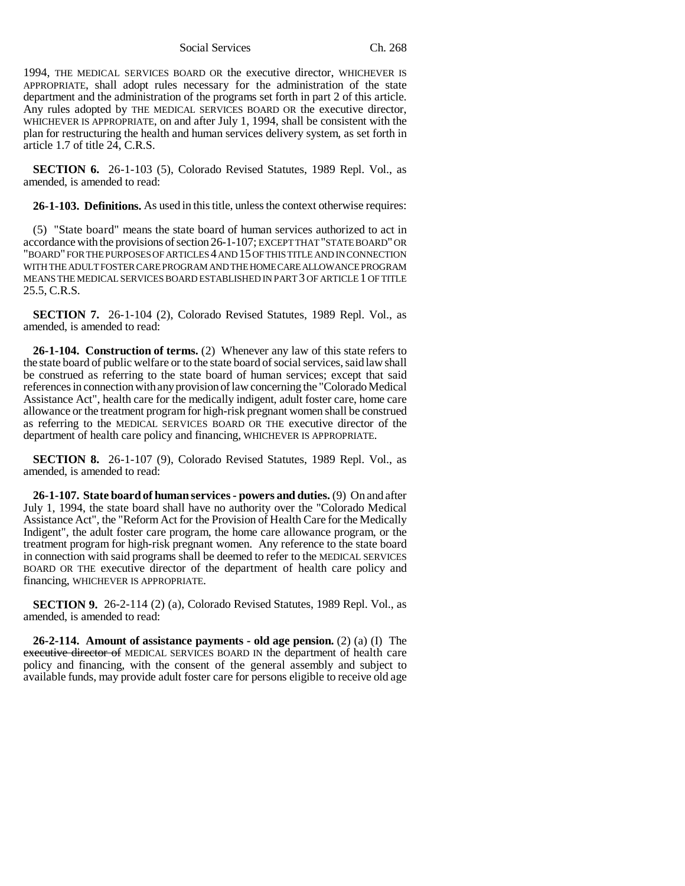1994, THE MEDICAL SERVICES BOARD OR the executive director, WHICHEVER IS APPROPRIATE, shall adopt rules necessary for the administration of the state department and the administration of the programs set forth in part 2 of this article. Any rules adopted by THE MEDICAL SERVICES BOARD OR the executive director, WHICHEVER IS APPROPRIATE, on and after July 1, 1994, shall be consistent with the plan for restructuring the health and human services delivery system, as set forth in article 1.7 of title 24, C.R.S.

**SECTION 6.** 26-1-103 (5), Colorado Revised Statutes, 1989 Repl. Vol., as amended, is amended to read:

**26-1-103. Definitions.** As used in this title, unless the context otherwise requires:

(5) "State board" means the state board of human services authorized to act in accordance with the provisions of section 26-1-107; EXCEPT THAT "STATE BOARD" OR "BOARD" FOR THE PURPOSES OF ARTICLES 4 AND 15 OF THIS TITLE AND IN CONNECTION WITH THE ADULT FOSTER CARE PROGRAM AND THE HOME CARE ALLOWANCE PROGRAM MEANS THE MEDICAL SERVICES BOARD ESTABLISHED IN PART 3 OF ARTICLE 1 OF TITLE 25.5, C.R.S.

**SECTION 7.** 26-1-104 (2), Colorado Revised Statutes, 1989 Repl. Vol., as amended, is amended to read:

**26-1-104. Construction of terms.** (2) Whenever any law of this state refers to the state board of public welfare or to the state board of social services, said law shall be construed as referring to the state board of human services; except that said references in connection with any provision of law concerning the "Colorado Medical Assistance Act", health care for the medically indigent, adult foster care, home care allowance or the treatment program for high-risk pregnant women shall be construed as referring to the MEDICAL SERVICES BOARD OR THE executive director of the department of health care policy and financing, WHICHEVER IS APPROPRIATE.

**SECTION 8.** 26-1-107 (9), Colorado Revised Statutes, 1989 Repl. Vol., as amended, is amended to read:

**26-1-107. State board of human services - powers and duties.** (9) On and after July 1, 1994, the state board shall have no authority over the "Colorado Medical Assistance Act", the "Reform Act for the Provision of Health Care for the Medically Indigent", the adult foster care program, the home care allowance program, or the treatment program for high-risk pregnant women. Any reference to the state board in connection with said programs shall be deemed to refer to the MEDICAL SERVICES BOARD OR THE executive director of the department of health care policy and financing, WHICHEVER IS APPROPRIATE.

**SECTION 9.** 26-2-114 (2) (a), Colorado Revised Statutes, 1989 Repl. Vol., as amended, is amended to read:

**26-2-114. Amount of assistance payments - old age pension.** (2) (a) (I) The ~~executive director of~~ MEDICAL SERVICES BOARD IN the department of health care policy and financing, with the consent of the general assembly and subject to available funds, may provide adult foster care for persons eligible to receive old age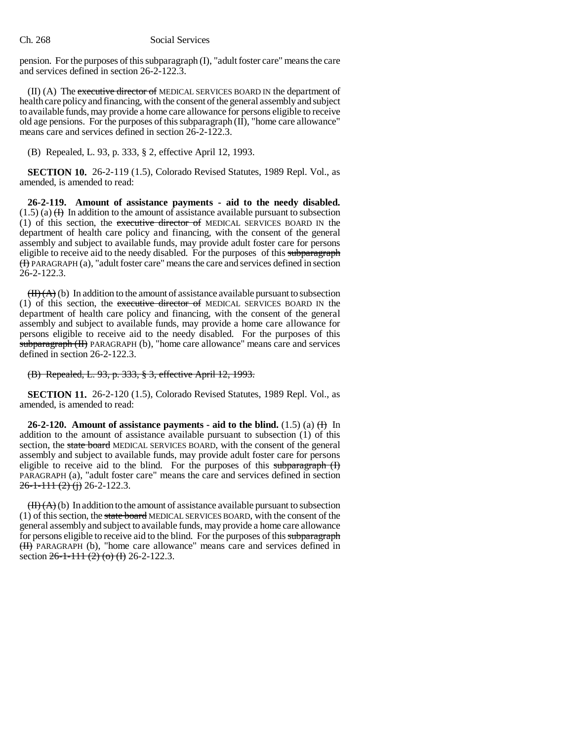pension. For the purposes of this subparagraph (I), "adult foster care" means the care and services defined in section 26-2-122.3.

(II) (A) The ~~executive director of~~ MEDICAL SERVICES BOARD IN the department of health care policy and financing, with the consent of the general assembly and subject to available funds, may provide a home care allowance for persons eligible to receive old age pensions. For the purposes of this subparagraph (II), "home care allowance" means care and services defined in section 26-2-122.3.

(B) Repealed, L. 93, p. 333, § 2, effective April 12, 1993.

**SECTION 10.** 26-2-119 (1.5), Colorado Revised Statutes, 1989 Repl. Vol., as amended, is amended to read:

**26-2-119. Amount of assistance payments - aid to the needy disabled.** (1.5) (a) ~~(I)~~ In addition to the amount of assistance available pursuant to subsection (1) of this section, the ~~executive director of~~ MEDICAL SERVICES BOARD IN the department of health care policy and financing, with the consent of the general assembly and subject to available funds, may provide adult foster care for persons eligible to receive aid to the needy disabled. For the purposes of this ~~subparagraph (I)~~ PARAGRAPH (a), "adult foster care" means the care and services defined in section 26-2-122.3.

~~(II) (A)~~ (b) In addition to the amount of assistance available pursuant to subsection (1) of this section, the ~~executive director of~~ MEDICAL SERVICES BOARD IN the department of health care policy and financing, with the consent of the general assembly and subject to available funds, may provide a home care allowance for persons eligible to receive aid to the needy disabled. For the purposes of this ~~subparagraph (II)~~ PARAGRAPH (b), "home care allowance" means care and services defined in section 26-2-122.3.

~~(B) Repealed, L. 93, p. 333, § 3, effective April 12, 1993.~~

**SECTION 11.** 26-2-120 (1.5), Colorado Revised Statutes, 1989 Repl. Vol., as amended, is amended to read:

**26-2-120. Amount of assistance payments - aid to the blind.** (1.5) (a) ~~(I)~~ In addition to the amount of assistance available pursuant to subsection (1) of this section, the ~~state board~~ MEDICAL SERVICES BOARD, with the consent of the general assembly and subject to available funds, may provide adult foster care for persons eligible to receive aid to the blind. For the purposes of this ~~subparagraph (I)~~ PARAGRAPH (a), "adult foster care" means the care and services defined in section ~~26-1-111 (2) (j)~~ 26-2-122.3.

~~(II) (A)~~ (b) In addition to the amount of assistance available pursuant to subsection (1) of this section, the ~~state board~~ MEDICAL SERVICES BOARD, with the consent of the general assembly and subject to available funds, may provide a home care allowance for persons eligible to receive aid to the blind. For the purposes of this ~~subparagraph (II)~~ PARAGRAPH (b), "home care allowance" means care and services defined in section ~~26-1-111 (2) (o) (I)~~ 26-2-122.3.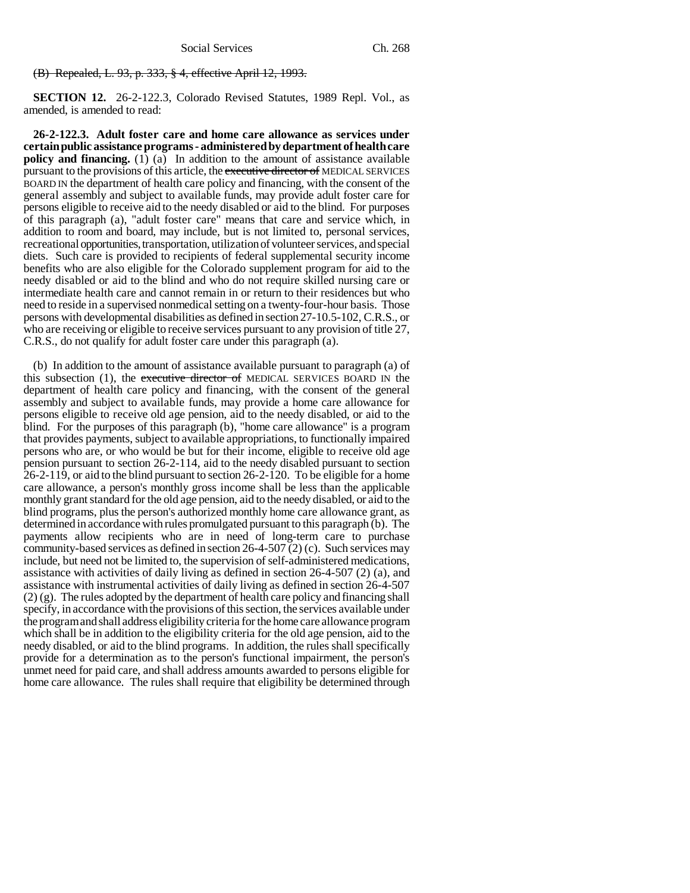(B) ~~Repealed, L. 93, p. 333, § 4, effective April 12, 1993.~~

**SECTION 12.** 26-2-122.3, Colorado Revised Statutes, 1989 Repl. Vol., as amended, is amended to read:

**26-2-122.3. Adult foster care and home care allowance as services under certain public assistance programs - administered by department of health care policy and financing.** (1) (a) In addition to the amount of assistance available pursuant to the provisions of this article, the ~~executive director of~~ MEDICAL SERVICES BOARD IN the department of health care policy and financing, with the consent of the general assembly and subject to available funds, may provide adult foster care for persons eligible to receive aid to the needy disabled or aid to the blind. For purposes of this paragraph (a), "adult foster care" means that care and service which, in addition to room and board, may include, but is not limited to, personal services, recreational opportunities, transportation, utilization of volunteer services, and special diets. Such care is provided to recipients of federal supplemental security income benefits who are also eligible for the Colorado supplement program for aid to the needy disabled or aid to the blind and who do not require skilled nursing care or intermediate health care and cannot remain in or return to their residences but who need to reside in a supervised nonmedical setting on a twenty-four-hour basis. Those persons with developmental disabilities as defined in section 27-10.5-102, C.R.S., or who are receiving or eligible to receive services pursuant to any provision of title 27, C.R.S., do not qualify for adult foster care under this paragraph (a).

(b) In addition to the amount of assistance available pursuant to paragraph (a) of this subsection (1), the ~~executive director of~~ MEDICAL SERVICES BOARD IN the department of health care policy and financing, with the consent of the general assembly and subject to available funds, may provide a home care allowance for persons eligible to receive old age pension, aid to the needy disabled, or aid to the blind. For the purposes of this paragraph (b), "home care allowance" is a program that provides payments, subject to available appropriations, to functionally impaired persons who are, or who would be but for their income, eligible to receive old age pension pursuant to section 26-2-114, aid to the needy disabled pursuant to section 26-2-119, or aid to the blind pursuant to section 26-2-120. To be eligible for a home care allowance, a person's monthly gross income shall be less than the applicable monthly grant standard for the old age pension, aid to the needy disabled, or aid to the blind programs, plus the person's authorized monthly home care allowance grant, as determined in accordance with rules promulgated pursuant to this paragraph (b). The payments allow recipients who are in need of long-term care to purchase community-based services as defined in section 26-4-507 (2) (c). Such services may include, but need not be limited to, the supervision of self-administered medications, assistance with activities of daily living as defined in section 26-4-507 (2) (a), and assistance with instrumental activities of daily living as defined in section 26-4-507 (2) (g). The rules adopted by the department of health care policy and financing shall specify, in accordance with the provisions of this section, the services available under the program and shall address eligibility criteria for the home care allowance program which shall be in addition to the eligibility criteria for the old age pension, aid to the needy disabled, or aid to the blind programs. In addition, the rules shall specifically provide for a determination as to the person's functional impairment, the person's unmet need for paid care, and shall address amounts awarded to persons eligible for home care allowance. The rules shall require that eligibility be determined through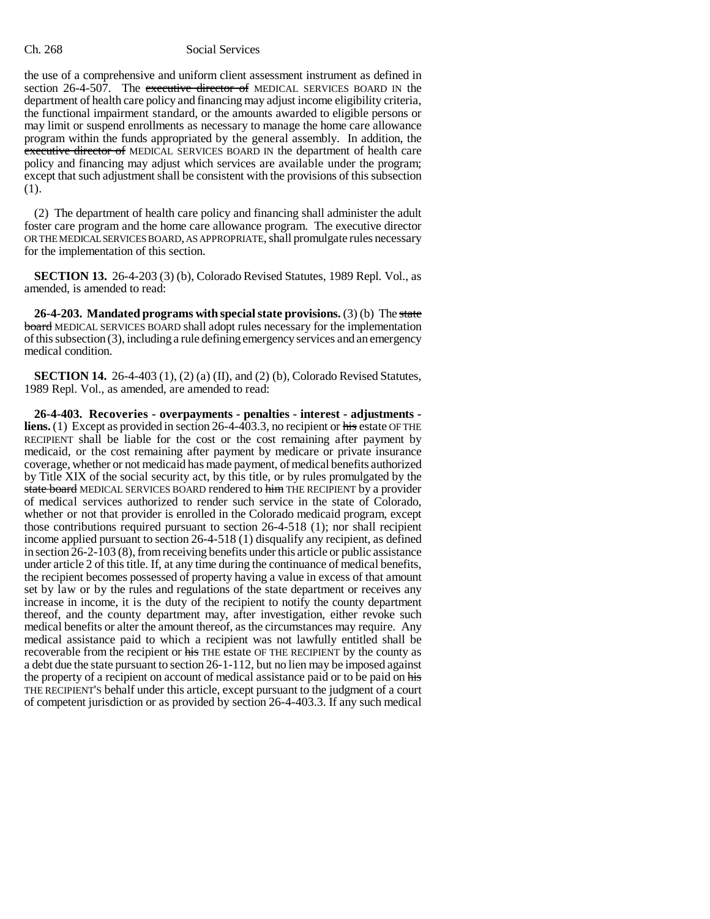the use of a comprehensive and uniform client assessment instrument as defined in section 26-4-507. The ~~executive director of~~ MEDICAL SERVICES BOARD IN the department of health care policy and financing may adjust income eligibility criteria, the functional impairment standard, or the amounts awarded to eligible persons or may limit or suspend enrollments as necessary to manage the home care allowance program within the funds appropriated by the general assembly. In addition, the ~~executive director of~~ MEDICAL SERVICES BOARD IN the department of health care policy and financing may adjust which services are available under the program; except that such adjustment shall be consistent with the provisions of this subsection (1).

(2) The department of health care policy and financing shall administer the adult foster care program and the home care allowance program. The executive director OR THE MEDICAL SERVICES BOARD, AS APPROPRIATE, shall promulgate rules necessary for the implementation of this section.

**SECTION 13.** 26-4-203 (3) (b), Colorado Revised Statutes, 1989 Repl. Vol., as amended, is amended to read:

**26-4-203. Mandated programs with special state provisions.** (3) (b) The ~~state board~~ MEDICAL SERVICES BOARD shall adopt rules necessary for the implementation of this subsection (3), including a rule defining emergency services and an emergency medical condition.

**SECTION 14.** 26-4-403 (1), (2) (a) (II), and (2) (b), Colorado Revised Statutes, 1989 Repl. Vol., as amended, are amended to read:

**26-4-403. Recoveries - overpayments - penalties - interest - adjustments - liens.** (1) Except as provided in section 26-4-403.3, no recipient or ~~his~~ estate OF THE RECIPIENT shall be liable for the cost or the cost remaining after payment by medicaid, or the cost remaining after payment by medicare or private insurance coverage, whether or not medicaid has made payment, of medical benefits authorized by Title XIX of the social security act, by this title, or by rules promulgated by the ~~state board~~ MEDICAL SERVICES BOARD rendered to ~~him~~ THE RECIPIENT by a provider of medical services authorized to render such service in the state of Colorado, whether or not that provider is enrolled in the Colorado medicaid program, except those contributions required pursuant to section 26-4-518 (1); nor shall recipient income applied pursuant to section 26-4-518 (1) disqualify any recipient, as defined in section 26-2-103 (8), from receiving benefits under this article or public assistance under article 2 of this title. If, at any time during the continuance of medical benefits, the recipient becomes possessed of property having a value in excess of that amount set by law or by the rules and regulations of the state department or receives any increase in income, it is the duty of the recipient to notify the county department thereof, and the county department may, after investigation, either revoke such medical benefits or alter the amount thereof, as the circumstances may require. Any medical assistance paid to which a recipient was not lawfully entitled shall be recoverable from the recipient or ~~his~~ THE estate OF THE RECIPIENT by the county as a debt due the state pursuant to section 26-1-112, but no lien may be imposed against the property of a recipient on account of medical assistance paid or to be paid on ~~his~~ THE RECIPIENT'S behalf under this article, except pursuant to the judgment of a court of competent jurisdiction or as provided by section 26-4-403.3. If any such medical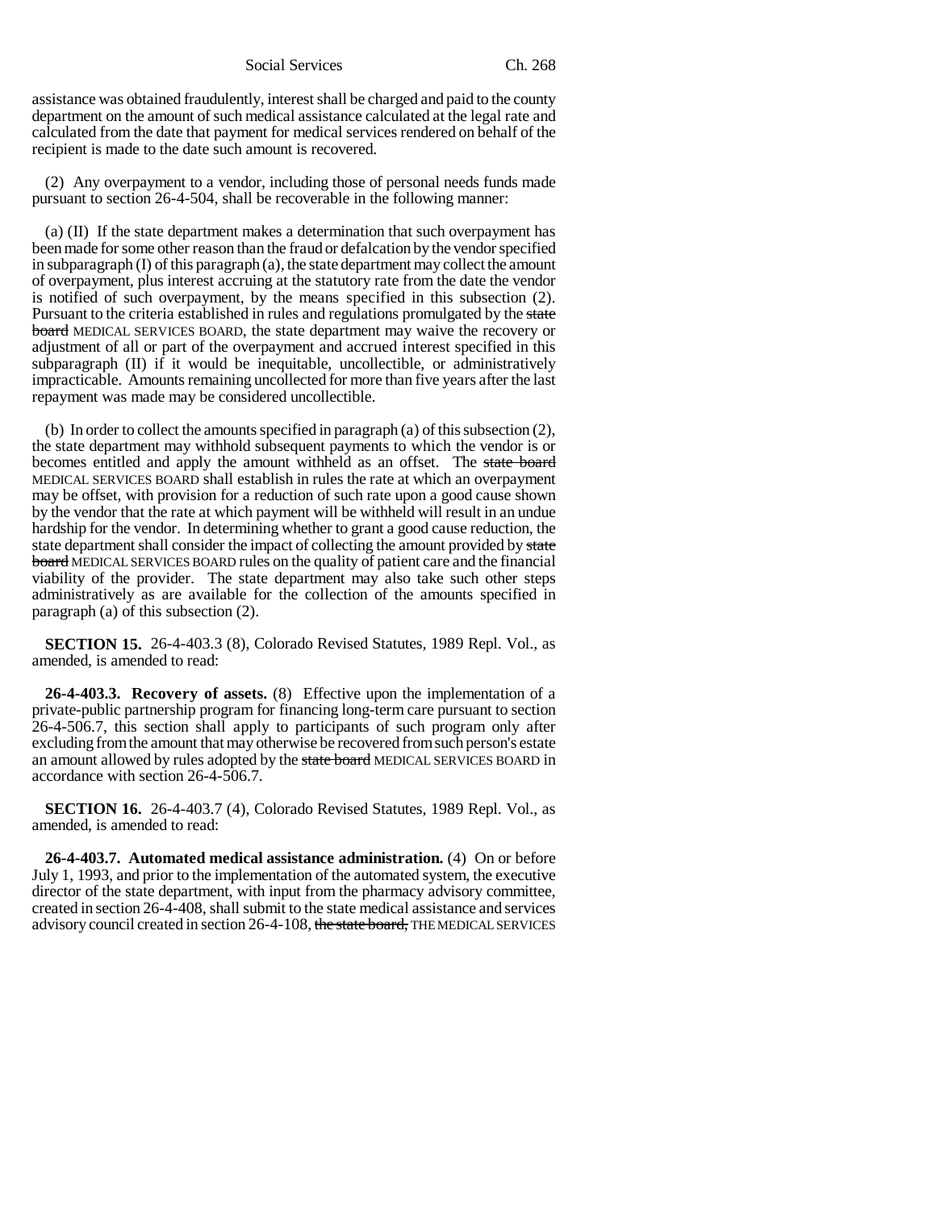assistance was obtained fraudulently, interest shall be charged and paid to the county department on the amount of such medical assistance calculated at the legal rate and calculated from the date that payment for medical services rendered on behalf of the recipient is made to the date such amount is recovered.

(2) Any overpayment to a vendor, including those of personal needs funds made pursuant to section 26-4-504, shall be recoverable in the following manner:

(a) (II) If the state department makes a determination that such overpayment has been made for some other reason than the fraud or defalcation by the vendor specified in subparagraph (I) of this paragraph (a), the state department may collect the amount of overpayment, plus interest accruing at the statutory rate from the date the vendor is notified of such overpayment, by the means specified in this subsection (2). Pursuant to the criteria established in rules and regulations promulgated by the ~~state board~~ MEDICAL SERVICES BOARD, the state department may waive the recovery or adjustment of all or part of the overpayment and accrued interest specified in this subparagraph (II) if it would be inequitable, uncollectible, or administratively impracticable. Amounts remaining uncollected for more than five years after the last repayment was made may be considered uncollectible.

(b) In order to collect the amounts specified in paragraph (a) of this subsection (2), the state department may withhold subsequent payments to which the vendor is or becomes entitled and apply the amount withheld as an offset. The ~~state board~~ MEDICAL SERVICES BOARD shall establish in rules the rate at which an overpayment may be offset, with provision for a reduction of such rate upon a good cause shown by the vendor that the rate at which payment will be withheld will result in an undue hardship for the vendor. In determining whether to grant a good cause reduction, the state department shall consider the impact of collecting the amount provided by ~~state board~~ MEDICAL SERVICES BOARD rules on the quality of patient care and the financial viability of the provider. The state department may also take such other steps administratively as are available for the collection of the amounts specified in paragraph (a) of this subsection (2).

**SECTION 15.** 26-4-403.3 (8), Colorado Revised Statutes, 1989 Repl. Vol., as amended, is amended to read:

**26-4-403.3. Recovery of assets.** (8) Effective upon the implementation of a private-public partnership program for financing long-term care pursuant to section 26-4-506.7, this section shall apply to participants of such program only after excluding from the amount that may otherwise be recovered from such person's estate an amount allowed by rules adopted by the ~~state board~~ MEDICAL SERVICES BOARD in accordance with section 26-4-506.7.

**SECTION 16.** 26-4-403.7 (4), Colorado Revised Statutes, 1989 Repl. Vol., as amended, is amended to read:

**26-4-403.7. Automated medical assistance administration.** (4) On or before July 1, 1993, and prior to the implementation of the automated system, the executive director of the state department, with input from the pharmacy advisory committee, created in section 26-4-408, shall submit to the state medical assistance and services advisory council created in section 26-4-108, ~~the state board,~~ THE MEDICAL SERVICES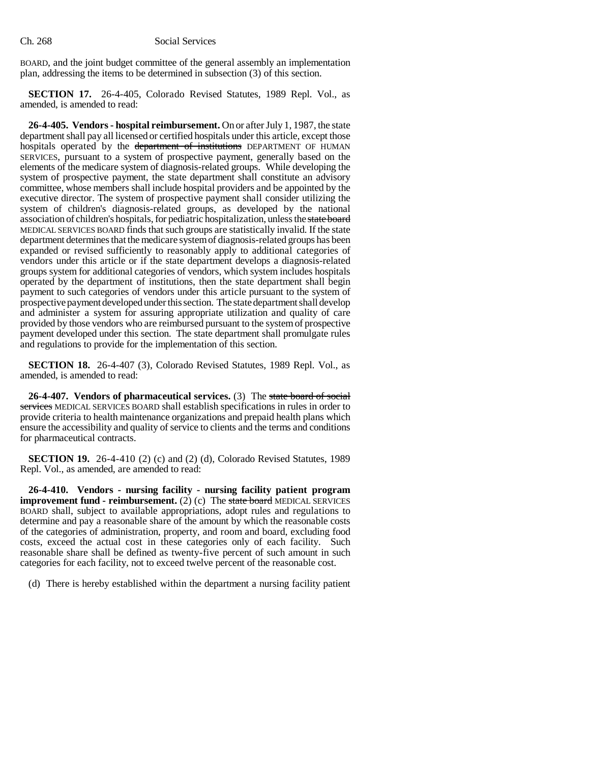BOARD, and the joint budget committee of the general assembly an implementation plan, addressing the items to be determined in subsection (3) of this section.

**SECTION 17.** 26-4-405, Colorado Revised Statutes, 1989 Repl. Vol., as amended, is amended to read:

**26-4-405. Vendors - hospital reimbursement.** On or after July 1, 1987, the state department shall pay all licensed or certified hospitals under this article, except those hospitals operated by the ~~department of institutions~~ DEPARTMENT OF HUMAN SERVICES, pursuant to a system of prospective payment, generally based on the elements of the medicare system of diagnosis-related groups. While developing the system of prospective payment, the state department shall constitute an advisory committee, whose members shall include hospital providers and be appointed by the executive director. The system of prospective payment shall consider utilizing the system of children's diagnosis-related groups, as developed by the national association of children's hospitals, for pediatric hospitalization, unless the ~~state board~~ MEDICAL SERVICES BOARD finds that such groups are statistically invalid. If the state department determines that the medicare system of diagnosis-related groups has been expanded or revised sufficiently to reasonably apply to additional categories of vendors under this article or if the state department develops a diagnosis-related groups system for additional categories of vendors, which system includes hospitals operated by the department of institutions, then the state department shall begin payment to such categories of vendors under this article pursuant to the system of prospective payment developed under this section. The state department shall develop and administer a system for assuring appropriate utilization and quality of care provided by those vendors who are reimbursed pursuant to the system of prospective payment developed under this section. The state department shall promulgate rules and regulations to provide for the implementation of this section.

**SECTION 18.** 26-4-407 (3), Colorado Revised Statutes, 1989 Repl. Vol., as amended, is amended to read:

**26-4-407. Vendors of pharmaceutical services.** (3) The ~~state board of social services~~ MEDICAL SERVICES BOARD shall establish specifications in rules in order to provide criteria to health maintenance organizations and prepaid health plans which ensure the accessibility and quality of service to clients and the terms and conditions for pharmaceutical contracts.

**SECTION 19.** 26-4-410 (2) (c) and (2) (d), Colorado Revised Statutes, 1989 Repl. Vol., as amended, are amended to read:

**26-4-410. Vendors - nursing facility - nursing facility patient program improvement fund - reimbursement.** (2) (c) The ~~state board~~ MEDICAL SERVICES BOARD shall, subject to available appropriations, adopt rules and regulations to determine and pay a reasonable share of the amount by which the reasonable costs of the categories of administration, property, and room and board, excluding food costs, exceed the actual cost in these categories only of each facility. Such reasonable share shall be defined as twenty-five percent of such amount in such categories for each facility, not to exceed twelve percent of the reasonable cost.

(d) There is hereby established within the department a nursing facility patient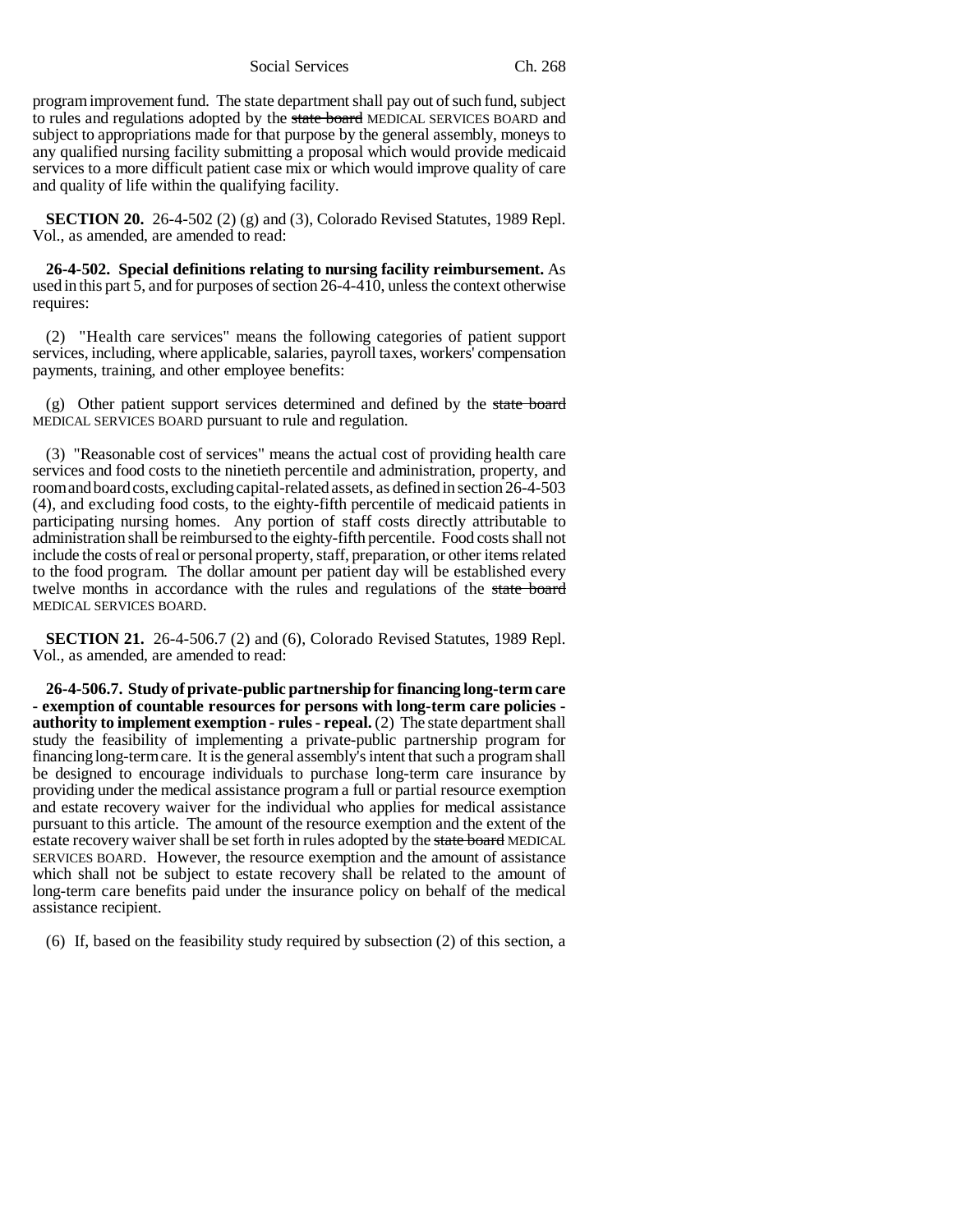program improvement fund. The state department shall pay out of such fund, subject to rules and regulations adopted by the ~~state board~~ MEDICAL SERVICES BOARD and subject to appropriations made for that purpose by the general assembly, moneys to any qualified nursing facility submitting a proposal which would provide medicaid services to a more difficult patient case mix or which would improve quality of care and quality of life within the qualifying facility.

**SECTION 20.** 26-4-502 (2) (g) and (3), Colorado Revised Statutes, 1989 Repl. Vol., as amended, are amended to read:

**26-4-502. Special definitions relating to nursing facility reimbursement.** As used in this part 5, and for purposes of section 26-4-410, unless the context otherwise requires:

(2) "Health care services" means the following categories of patient support services, including, where applicable, salaries, payroll taxes, workers' compensation payments, training, and other employee benefits:

(g) Other patient support services determined and defined by the ~~state board~~ MEDICAL SERVICES BOARD pursuant to rule and regulation.

(3) "Reasonable cost of services" means the actual cost of providing health care services and food costs to the ninetieth percentile and administration, property, and room and board costs, excluding capital-related assets, as defined in section 26-4-503 (4), and excluding food costs, to the eighty-fifth percentile of medicaid patients in participating nursing homes. Any portion of staff costs directly attributable to administration shall be reimbursed to the eighty-fifth percentile. Food costs shall not include the costs of real or personal property, staff, preparation, or other items related to the food program. The dollar amount per patient day will be established every twelve months in accordance with the rules and regulations of the ~~state board~~ MEDICAL SERVICES BOARD.

**SECTION 21.** 26-4-506.7 (2) and (6), Colorado Revised Statutes, 1989 Repl. Vol., as amended, are amended to read:

**26-4-506.7. Study of private-public partnership for financing long-term care - exemption of countable resources for persons with long-term care policies - authority to implement exemption - rules - repeal.** (2) The state department shall study the feasibility of implementing a private-public partnership program for financing long-term care. It is the general assembly's intent that such a program shall be designed to encourage individuals to purchase long-term care insurance by providing under the medical assistance program a full or partial resource exemption and estate recovery waiver for the individual who applies for medical assistance pursuant to this article. The amount of the resource exemption and the extent of the estate recovery waiver shall be set forth in rules adopted by the ~~state board~~ MEDICAL SERVICES BOARD. However, the resource exemption and the amount of assistance which shall not be subject to estate recovery shall be related to the amount of long-term care benefits paid under the insurance policy on behalf of the medical assistance recipient.

(6) If, based on the feasibility study required by subsection (2) of this section, a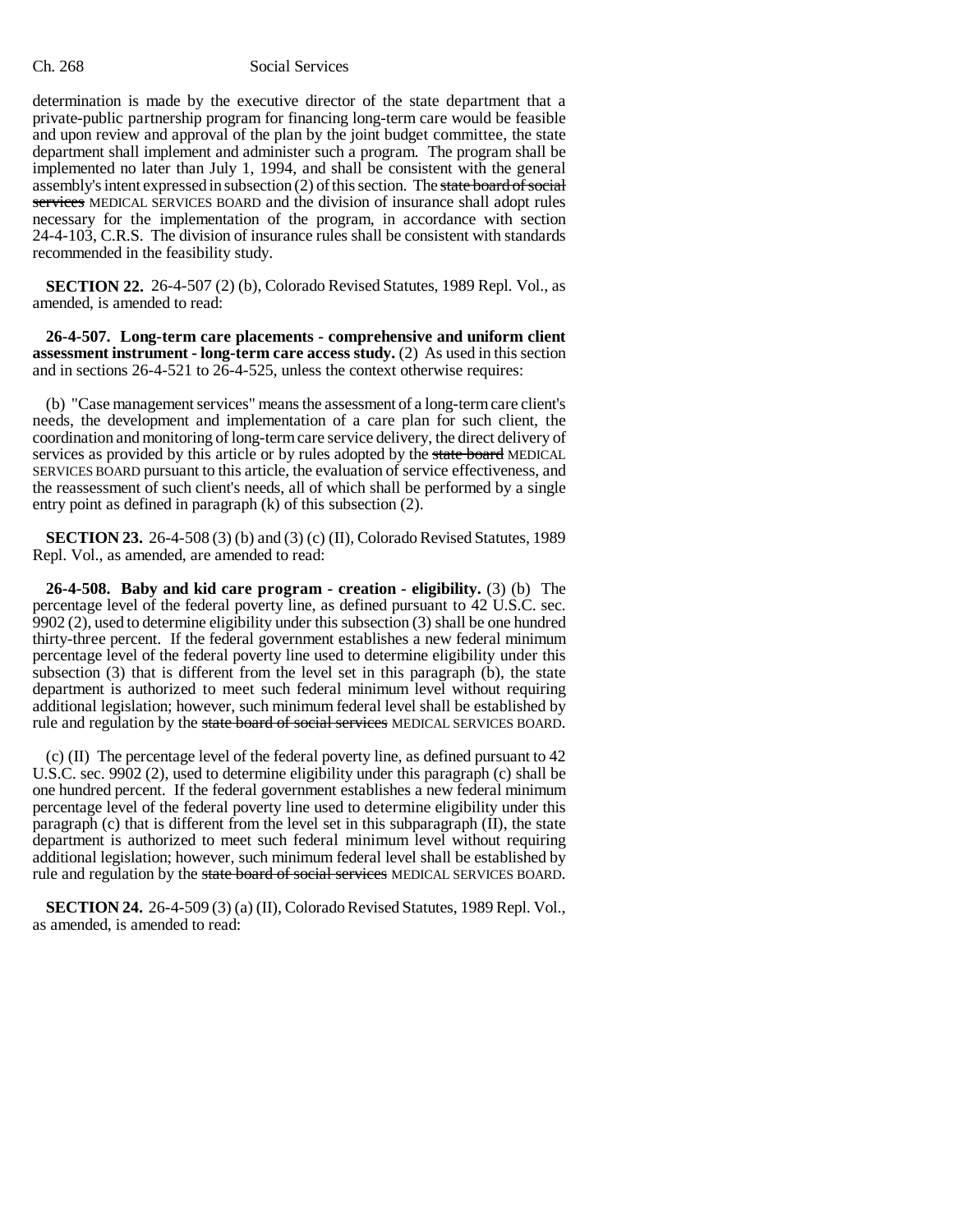determination is made by the executive director of the state department that a private-public partnership program for financing long-term care would be feasible and upon review and approval of the plan by the joint budget committee, the state department shall implement and administer such a program. The program shall be implemented no later than July 1, 1994, and shall be consistent with the general assembly's intent expressed in subsection (2) of this section. The ~~state board of social services~~ MEDICAL SERVICES BOARD and the division of insurance shall adopt rules necessary for the implementation of the program, in accordance with section 24-4-103, C.R.S. The division of insurance rules shall be consistent with standards recommended in the feasibility study.

**SECTION 22.** 26-4-507 (2) (b), Colorado Revised Statutes, 1989 Repl. Vol., as amended, is amended to read:

**26-4-507. Long-term care placements - comprehensive and uniform client assessment instrument - long-term care access study.** (2) As used in this section and in sections 26-4-521 to 26-4-525, unless the context otherwise requires:

(b) "Case management services" means the assessment of a long-term care client's needs, the development and implementation of a care plan for such client, the coordination and monitoring of long-term care service delivery, the direct delivery of services as provided by this article or by rules adopted by the ~~state board~~ MEDICAL SERVICES BOARD pursuant to this article, the evaluation of service effectiveness, and the reassessment of such client's needs, all of which shall be performed by a single entry point as defined in paragraph (k) of this subsection (2).

**SECTION 23.** 26-4-508 (3) (b) and (3) (c) (II), Colorado Revised Statutes, 1989 Repl. Vol., as amended, are amended to read:

**26-4-508. Baby and kid care program - creation - eligibility.** (3) (b) The percentage level of the federal poverty line, as defined pursuant to 42 U.S.C. sec. 9902 (2), used to determine eligibility under this subsection (3) shall be one hundred thirty-three percent. If the federal government establishes a new federal minimum percentage level of the federal poverty line used to determine eligibility under this subsection (3) that is different from the level set in this paragraph (b), the state department is authorized to meet such federal minimum level without requiring additional legislation; however, such minimum federal level shall be established by rule and regulation by the ~~state board of social services~~ MEDICAL SERVICES BOARD.

(c) (II) The percentage level of the federal poverty line, as defined pursuant to 42 U.S.C. sec. 9902 (2), used to determine eligibility under this paragraph (c) shall be one hundred percent. If the federal government establishes a new federal minimum percentage level of the federal poverty line used to determine eligibility under this paragraph (c) that is different from the level set in this subparagraph (II), the state department is authorized to meet such federal minimum level without requiring additional legislation; however, such minimum federal level shall be established by rule and regulation by the ~~state board of social services~~ MEDICAL SERVICES BOARD.

**SECTION 24.** 26-4-509 (3) (a) (II), Colorado Revised Statutes, 1989 Repl. Vol., as amended, is amended to read: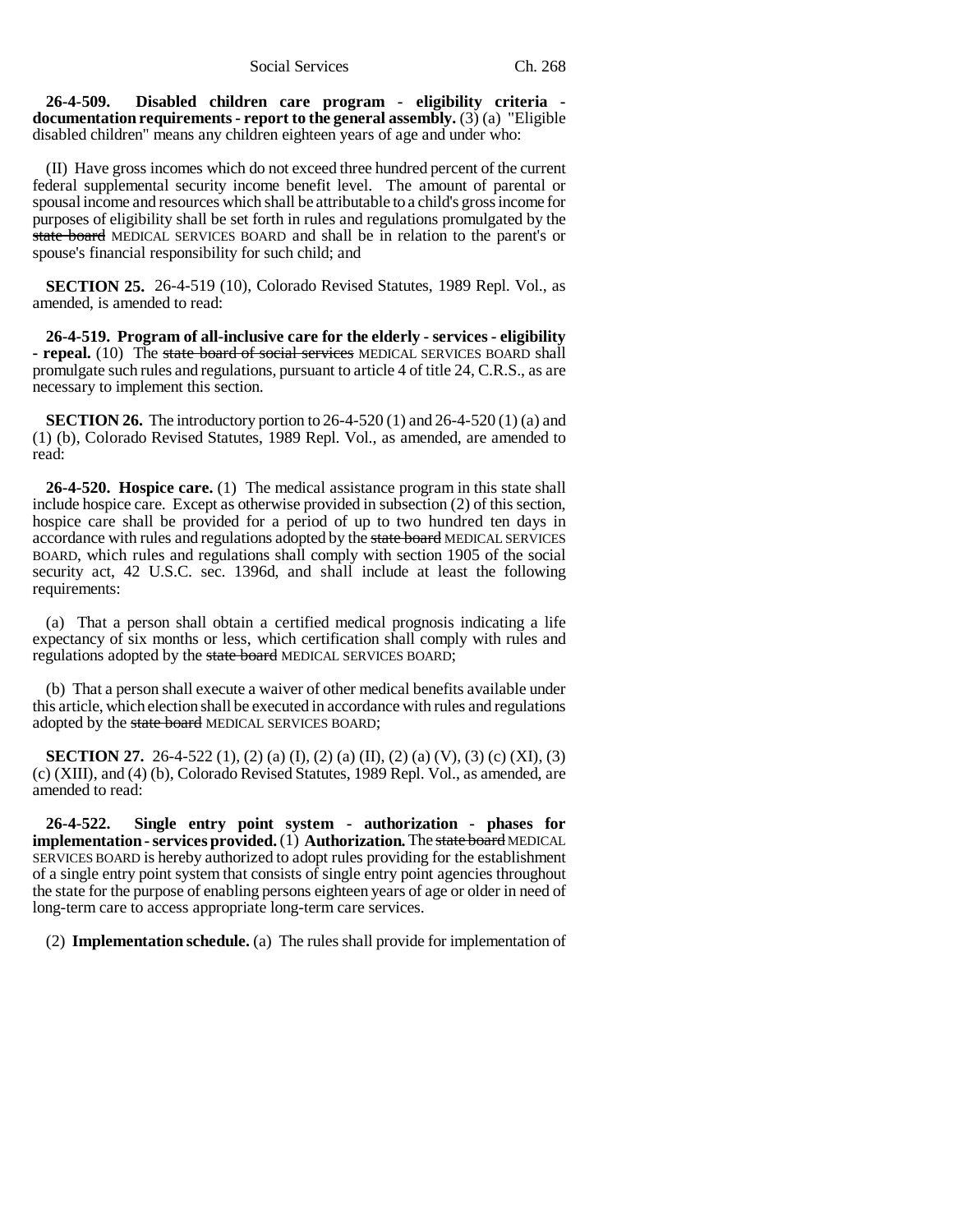**26-4-509. Disabled children care program - eligibility criteria - documentation requirements - report to the general assembly.** (3) (a) "Eligible disabled children" means any children eighteen years of age and under who:

(II) Have gross incomes which do not exceed three hundred percent of the current federal supplemental security income benefit level. The amount of parental or spousal income and resources which shall be attributable to a child's gross income for purposes of eligibility shall be set forth in rules and regulations promulgated by the ~~state board~~ MEDICAL SERVICES BOARD and shall be in relation to the parent's or spouse's financial responsibility for such child; and

**SECTION 25.** 26-4-519 (10), Colorado Revised Statutes, 1989 Repl. Vol., as amended, is amended to read:

**26-4-519. Program of all-inclusive care for the elderly - services - eligibility - repeal.** (10) The ~~state board of social services~~ MEDICAL SERVICES BOARD shall promulgate such rules and regulations, pursuant to article 4 of title 24, C.R.S., as are necessary to implement this section.

**SECTION 26.** The introductory portion to 26-4-520 (1) and 26-4-520 (1) (a) and (1) (b), Colorado Revised Statutes, 1989 Repl. Vol., as amended, are amended to read:

**26-4-520. Hospice care.** (1) The medical assistance program in this state shall include hospice care. Except as otherwise provided in subsection (2) of this section, hospice care shall be provided for a period of up to two hundred ten days in accordance with rules and regulations adopted by the ~~state board~~ MEDICAL SERVICES BOARD, which rules and regulations shall comply with section 1905 of the social security act, 42 U.S.C. sec. 1396d, and shall include at least the following requirements:

(a) That a person shall obtain a certified medical prognosis indicating a life expectancy of six months or less, which certification shall comply with rules and regulations adopted by the ~~state board~~ MEDICAL SERVICES BOARD;

(b) That a person shall execute a waiver of other medical benefits available under this article, which election shall be executed in accordance with rules and regulations adopted by the ~~state board~~ MEDICAL SERVICES BOARD;

**SECTION 27.** 26-4-522 (1), (2) (a) (I), (2) (a) (II), (2) (a) (V), (3) (c) (XI), (3) (c) (XIII), and (4) (b), Colorado Revised Statutes, 1989 Repl. Vol., as amended, are amended to read:

**26-4-522. Single entry point system - authorization - phases for implementation - services provided.** (1) **Authorization.** The ~~state board~~ MEDICAL SERVICES BOARD is hereby authorized to adopt rules providing for the establishment of a single entry point system that consists of single entry point agencies throughout the state for the purpose of enabling persons eighteen years of age or older in need of long-term care to access appropriate long-term care services.

(2) **Implementation schedule.** (a) The rules shall provide for implementation of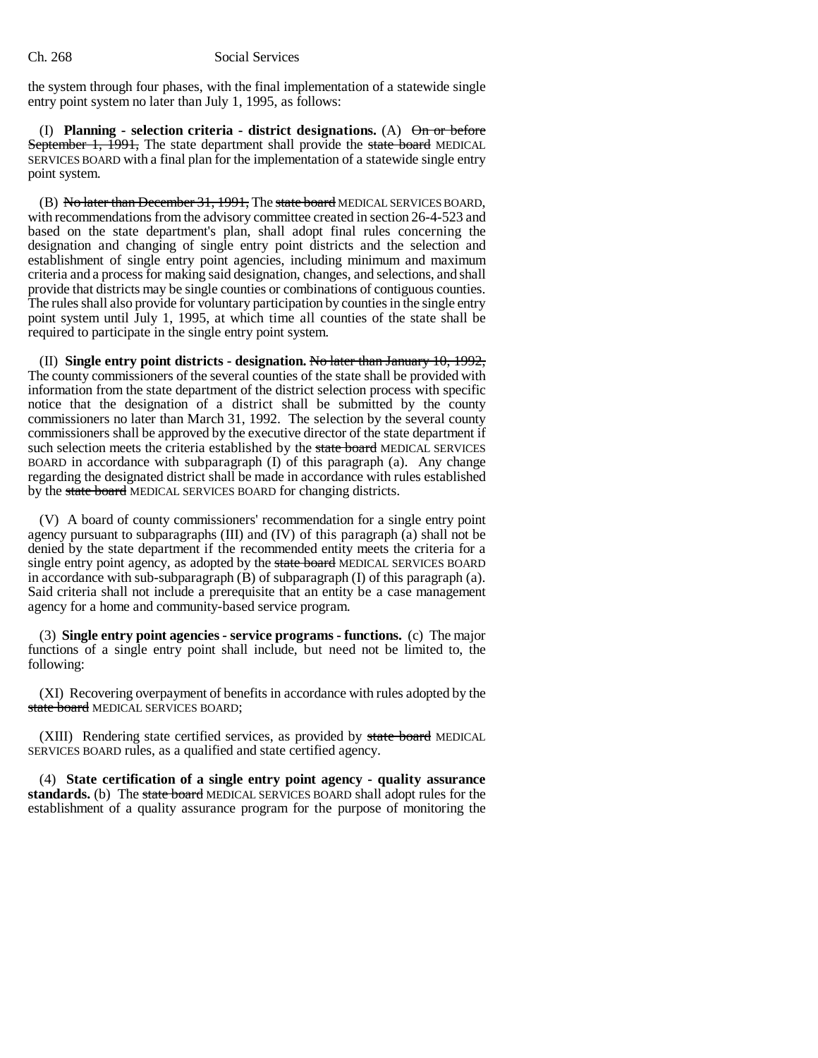the system through four phases, with the final implementation of a statewide single entry point system no later than July 1, 1995, as follows:

(I) **Planning - selection criteria - district designations.** (A) ~~On or before September 1, 1991,~~ The state department shall provide the ~~state board~~ MEDICAL SERVICES BOARD with a final plan for the implementation of a statewide single entry point system.

(B) ~~No later than December 31, 1991,~~ The ~~state board~~ MEDICAL SERVICES BOARD, with recommendations from the advisory committee created in section 26-4-523 and based on the state department's plan, shall adopt final rules concerning the designation and changing of single entry point districts and the selection and establishment of single entry point agencies, including minimum and maximum criteria and a process for making said designation, changes, and selections, and shall provide that districts may be single counties or combinations of contiguous counties. The rules shall also provide for voluntary participation by counties in the single entry point system until July 1, 1995, at which time all counties of the state shall be required to participate in the single entry point system.

(II) **Single entry point districts - designation.** ~~No later than January 10, 1992,~~ The county commissioners of the several counties of the state shall be provided with information from the state department of the district selection process with specific notice that the designation of a district shall be submitted by the county commissioners no later than March 31, 1992. The selection by the several county commissioners shall be approved by the executive director of the state department if such selection meets the criteria established by the ~~state board~~ MEDICAL SERVICES BOARD in accordance with subparagraph (I) of this paragraph (a). Any change regarding the designated district shall be made in accordance with rules established by the ~~state board~~ MEDICAL SERVICES BOARD for changing districts.

(V) A board of county commissioners' recommendation for a single entry point agency pursuant to subparagraphs (III) and (IV) of this paragraph (a) shall not be denied by the state department if the recommended entity meets the criteria for a single entry point agency, as adopted by the ~~state board~~ MEDICAL SERVICES BOARD in accordance with sub-subparagraph (B) of subparagraph (I) of this paragraph (a). Said criteria shall not include a prerequisite that an entity be a case management agency for a home and community-based service program.

(3) **Single entry point agencies - service programs - functions.** (c) The major functions of a single entry point shall include, but need not be limited to, the following:

(XI) Recovering overpayment of benefits in accordance with rules adopted by the ~~state board~~ MEDICAL SERVICES BOARD;

(XIII) Rendering state certified services, as provided by ~~state board~~ MEDICAL SERVICES BOARD rules, as a qualified and state certified agency.

(4) **State certification of a single entry point agency - quality assurance standards.** (b) The ~~state board~~ MEDICAL SERVICES BOARD shall adopt rules for the establishment of a quality assurance program for the purpose of monitoring the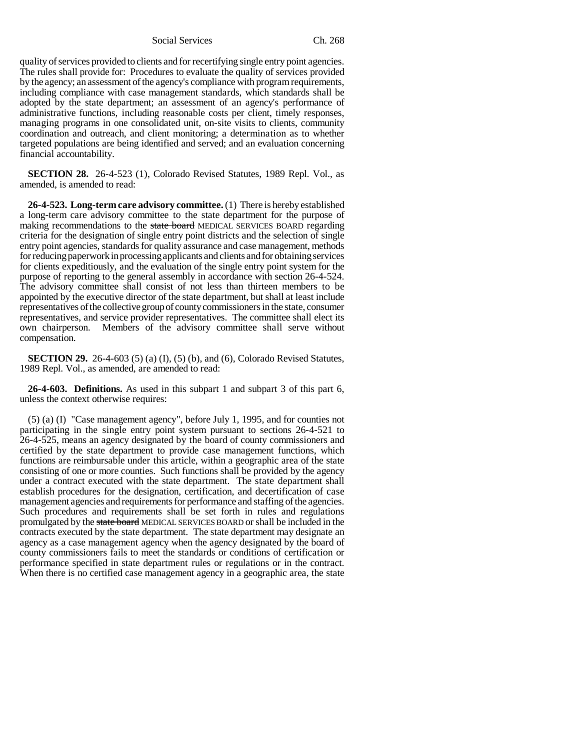quality of services provided to clients and for recertifying single entry point agencies. The rules shall provide for: Procedures to evaluate the quality of services provided by the agency; an assessment of the agency's compliance with program requirements, including compliance with case management standards, which standards shall be adopted by the state department; an assessment of an agency's performance of administrative functions, including reasonable costs per client, timely responses, managing programs in one consolidated unit, on-site visits to clients, community coordination and outreach, and client monitoring; a determination as to whether targeted populations are being identified and served; and an evaluation concerning financial accountability.

**SECTION 28.** 26-4-523 (1), Colorado Revised Statutes, 1989 Repl. Vol., as amended, is amended to read:

**26-4-523. Long-term care advisory committee.** (1) There is hereby established a long-term care advisory committee to the state department for the purpose of making recommendations to the ~~state board~~ MEDICAL SERVICES BOARD regarding criteria for the designation of single entry point districts and the selection of single entry point agencies, standards for quality assurance and case management, methods for reducing paperwork in processing applicants and clients and for obtaining services for clients expeditiously, and the evaluation of the single entry point system for the purpose of reporting to the general assembly in accordance with section 26-4-524. The advisory committee shall consist of not less than thirteen members to be appointed by the executive director of the state department, but shall at least include representatives of the collective group of county commissioners in the state, consumer representatives, and service provider representatives. The committee shall elect its own chairperson. Members of the advisory committee shall serve without compensation.

**SECTION 29.** 26-4-603 (5) (a) (I), (5) (b), and (6), Colorado Revised Statutes, 1989 Repl. Vol., as amended, are amended to read:

**26-4-603. Definitions.** As used in this subpart 1 and subpart 3 of this part 6, unless the context otherwise requires:

(5) (a) (I) "Case management agency", before July 1, 1995, and for counties not participating in the single entry point system pursuant to sections 26-4-521 to 26-4-525, means an agency designated by the board of county commissioners and certified by the state department to provide case management functions, which functions are reimbursable under this article, within a geographic area of the state consisting of one or more counties. Such functions shall be provided by the agency under a contract executed with the state department. The state department shall establish procedures for the designation, certification, and decertification of case management agencies and requirements for performance and staffing of the agencies. Such procedures and requirements shall be set forth in rules and regulations promulgated by the ~~state board~~ MEDICAL SERVICES BOARD or shall be included in the contracts executed by the state department. The state department may designate an agency as a case management agency when the agency designated by the board of county commissioners fails to meet the standards or conditions of certification or performance specified in state department rules or regulations or in the contract. When there is no certified case management agency in a geographic area, the state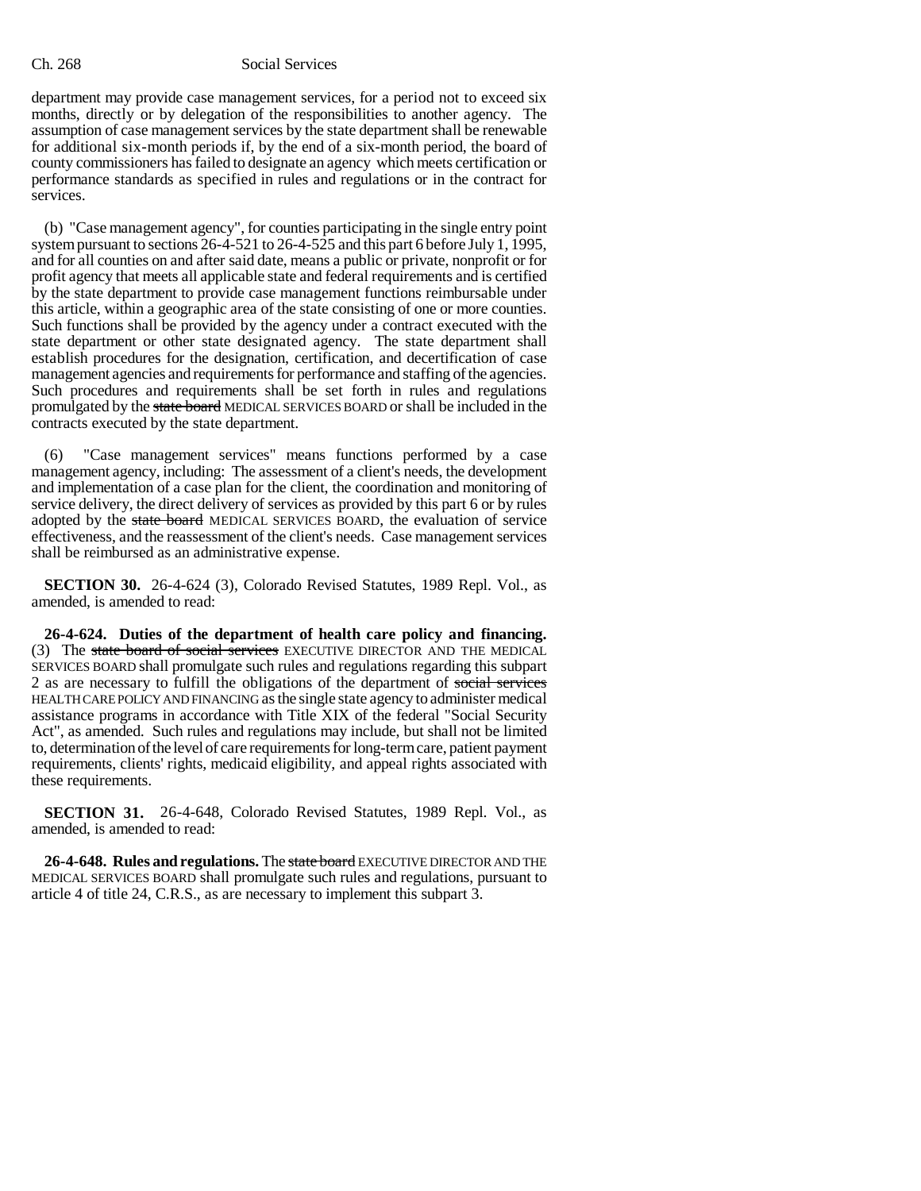department may provide case management services, for a period not to exceed six months, directly or by delegation of the responsibilities to another agency. The assumption of case management services by the state department shall be renewable for additional six-month periods if, by the end of a six-month period, the board of county commissioners has failed to designate an agency which meets certification or performance standards as specified in rules and regulations or in the contract for services.

(b) "Case management agency", for counties participating in the single entry point system pursuant to sections 26-4-521 to 26-4-525 and this part 6 before July 1, 1995, and for all counties on and after said date, means a public or private, nonprofit or for profit agency that meets all applicable state and federal requirements and is certified by the state department to provide case management functions reimbursable under this article, within a geographic area of the state consisting of one or more counties. Such functions shall be provided by the agency under a contract executed with the state department or other state designated agency. The state department shall establish procedures for the designation, certification, and decertification of case management agencies and requirements for performance and staffing of the agencies. Such procedures and requirements shall be set forth in rules and regulations promulgated by the ~~state board~~ MEDICAL SERVICES BOARD or shall be included in the contracts executed by the state department.

(6) "Case management services" means functions performed by a case management agency, including: The assessment of a client's needs, the development and implementation of a case plan for the client, the coordination and monitoring of service delivery, the direct delivery of services as provided by this part 6 or by rules adopted by the ~~state board~~ MEDICAL SERVICES BOARD, the evaluation of service effectiveness, and the reassessment of the client's needs. Case management services shall be reimbursed as an administrative expense.

**SECTION 30.** 26-4-624 (3), Colorado Revised Statutes, 1989 Repl. Vol., as amended, is amended to read:

**26-4-624. Duties of the department of health care policy and financing.** (3) The ~~state board of social services~~ EXECUTIVE DIRECTOR AND THE MEDICAL SERVICES BOARD shall promulgate such rules and regulations regarding this subpart 2 as are necessary to fulfill the obligations of the department of ~~social services~~ HEALTH CARE POLICY AND FINANCING as the single state agency to administer medical assistance programs in accordance with Title XIX of the federal "Social Security Act", as amended. Such rules and regulations may include, but shall not be limited to, determination of the level of care requirements for long-term care, patient payment requirements, clients' rights, medicaid eligibility, and appeal rights associated with these requirements.

**SECTION 31.** 26-4-648, Colorado Revised Statutes, 1989 Repl. Vol., as amended, is amended to read:

**26-4-648. Rules and regulations.** The ~~state board~~ EXECUTIVE DIRECTOR AND THE MEDICAL SERVICES BOARD shall promulgate such rules and regulations, pursuant to article 4 of title 24, C.R.S., as are necessary to implement this subpart 3.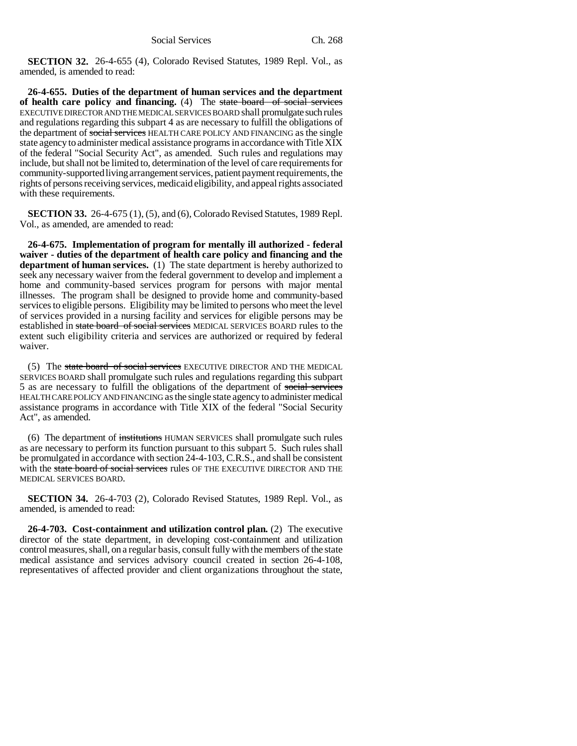**SECTION 32.** 26-4-655 (4), Colorado Revised Statutes, 1989 Repl. Vol., as amended, is amended to read:

**26-4-655. Duties of the department of human services and the department of health care policy and financing.** (4) The ~~state board of social services~~ EXECUTIVE DIRECTOR AND THE MEDICAL SERVICES BOARD shall promulgate such rules and regulations regarding this subpart 4 as are necessary to fulfill the obligations of the department of ~~social services~~ HEALTH CARE POLICY AND FINANCING as the single state agency to administer medical assistance programs in accordance with Title XIX of the federal "Social Security Act", as amended. Such rules and regulations may include, but shall not be limited to, determination of the level of care requirements for community-supported living arrangement services, patient payment requirements, the rights of persons receiving services, medicaid eligibility, and appeal rights associated with these requirements.

**SECTION 33.** 26-4-675 (1), (5), and (6), Colorado Revised Statutes, 1989 Repl. Vol., as amended, are amended to read:

**26-4-675. Implementation of program for mentally ill authorized - federal waiver - duties of the department of health care policy and financing and the department of human services.** (1) The state department is hereby authorized to seek any necessary waiver from the federal government to develop and implement a home and community-based services program for persons with major mental illnesses. The program shall be designed to provide home and community-based services to eligible persons. Eligibility may be limited to persons who meet the level of services provided in a nursing facility and services for eligible persons may be established in ~~state board of social services~~ MEDICAL SERVICES BOARD rules to the extent such eligibility criteria and services are authorized or required by federal waiver.

(5) The ~~state board of social services~~ EXECUTIVE DIRECTOR AND THE MEDICAL SERVICES BOARD shall promulgate such rules and regulations regarding this subpart 5 as are necessary to fulfill the obligations of the department of ~~social services~~ HEALTH CARE POLICY AND FINANCING as the single state agency to administer medical assistance programs in accordance with Title XIX of the federal "Social Security Act", as amended.

(6) The department of ~~institutions~~ HUMAN SERVICES shall promulgate such rules as are necessary to perform its function pursuant to this subpart 5. Such rules shall be promulgated in accordance with section 24-4-103, C.R.S., and shall be consistent with the ~~state board of social services~~ rules OF THE EXECUTIVE DIRECTOR AND THE MEDICAL SERVICES BOARD.

**SECTION 34.** 26-4-703 (2), Colorado Revised Statutes, 1989 Repl. Vol., as amended, is amended to read:

**26-4-703. Cost-containment and utilization control plan.** (2) The executive director of the state department, in developing cost-containment and utilization control measures, shall, on a regular basis, consult fully with the members of the state medical assistance and services advisory council created in section 26-4-108, representatives of affected provider and client organizations throughout the state,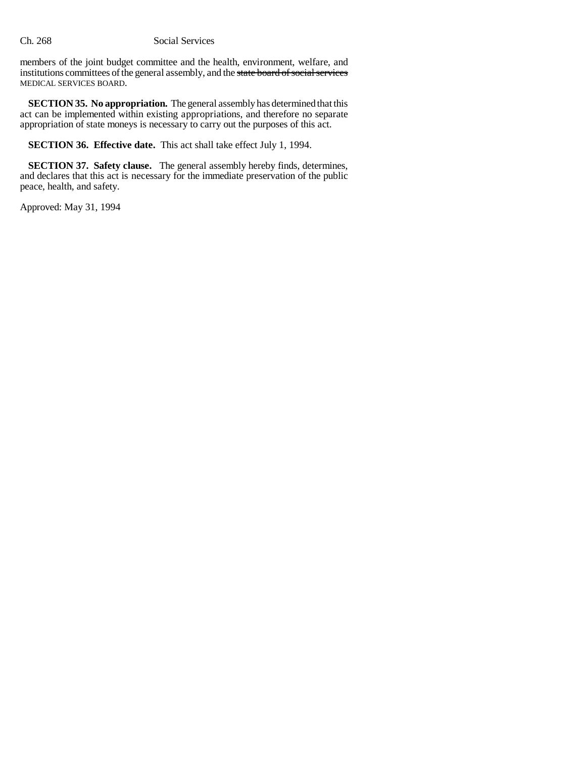members of the joint budget committee and the health, environment, welfare, and institutions committees of the general assembly, and the ~~state board of social services~~ MEDICAL SERVICES BOARD.

**SECTION 35. No appropriation.** The general assembly has determined that this act can be implemented within existing appropriations, and therefore no separate appropriation of state moneys is necessary to carry out the purposes of this act.

**SECTION 36. Effective date.** This act shall take effect July 1, 1994.

**SECTION 37. Safety clause.** The general assembly hereby finds, determines, and declares that this act is necessary for the immediate preservation of the public peace, health, and safety.

Approved: May 31, 1994